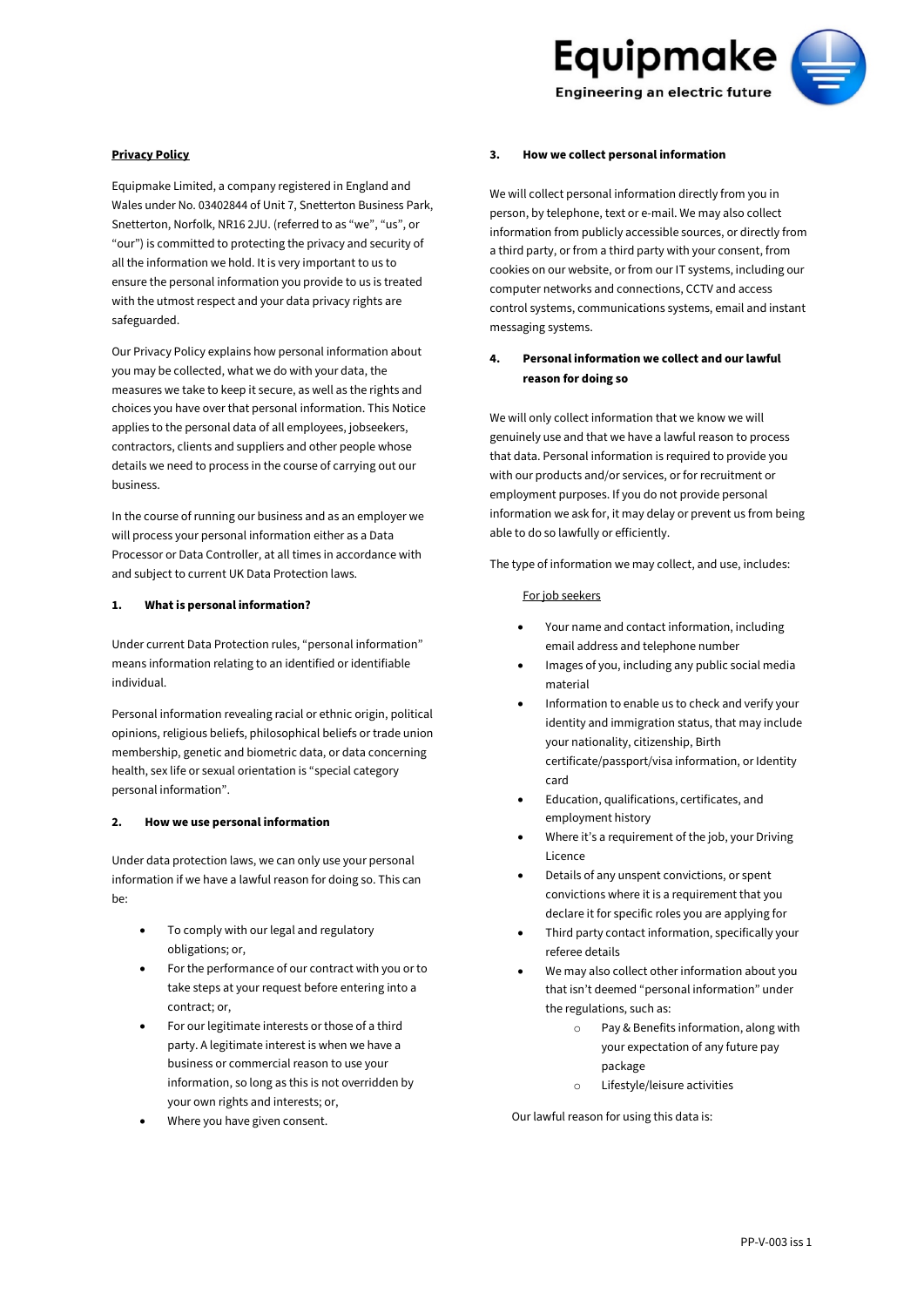**Privacy Policy**

Equipmake Limited, a company registered in England and Wales under No. 03402844 of Unit 7, Snetterton Business Park, Snetterton, Norfolk, NR16 2JU. (referred to as “we”, “us”, or “our”) is committed to protecting the privacy and security of all the information we hold. It is very important to us to ensure the personal information you provide to us is treated with the utmost respect and your data privacy rights are safeguarded.

Our Privacy Policy explains how personal information about you may be collected, what we do with your data, the measures we take to keep it secure, as well as the rights and choices you have over that personal information. This Notice applies to the personal data of all employees, jobseekers, contractors, clients and suppliers and other people whose details we need to process in the course of carrying out our business.

In the course of running our business and as an employer we will process your personal information either as a Data Processor or Data Controller, at all times in accordance with and subject to current UK Data Protection laws.

## 1. What is personal information?

Under current Data Protection rules, “personal information” means information relating to an identified or identifiable individual.

Personal information revealing racial or ethnic origin, political opinions, religious beliefs, philosophical beliefs or trade union membership, genetic and biometric data, or data concerning health, sex life or sexual orientation is “special category personal information”.

## 2. How we use personal information

Under data protection laws, we can only use your personal information if we have a lawful reason for doing so. This can be:

- To comply with our legal and regulatory obligations; or,
- For the performance of our contract with you or to take steps at your request before entering into a contract; or,
- For our legitimate interests or those of a third party. A legitimate interest is when we have a business or commercial reason to use your information, so long as this is not overridden by your own rights and interests; or,
- Where you have given consent.

## 3. How we collect personal information

We will collect personal information directly from you in person, by telephone, text or e-mail. We may also collect information from publicly accessible sources, or directly from a third party, or from a third party with your consent, from cookies on our website, or from our IT systems, including our computer networks and connections, CCTV and access control systems, communications systems, email and instant messaging systems.

## 4. Personal information we collect and our lawful reason for doing so

We will only collect information that we know we will genuinely use and that we have a lawful reason to process that data. Personal information is required to provide you with our products and/or services, or for recruitment or employment purposes. If you do not provide personal information we ask for, it may delay or prevent us from being able to do so lawfully or efficiently.

The type of information we may collect, and use, includes:

For job seekers

- Your name and contact information, including email address and telephone number
- Images of you, including any public social media material
- Information to enable us to check and verify your identity and immigration status, that may include your nationality, citizenship, Birth certificate/passport/visa information, or Identity card
- Education, qualifications, certificates, and employment history
- Where it’s a requirement of the job, your Driving Licence
- Details of any unspent convictions, or spent convictions where it is a requirement that you declare it for specific roles you are applying for
- Third party contact information, specifically your referee details
- We may also collect other information about you that isn’t deemed “personal information” under the regulations, such as:
    - Pay & Benefits information, along with your expectation of any future pay package
    - Lifestyle/leisure activities

Our lawful reason for using this data is: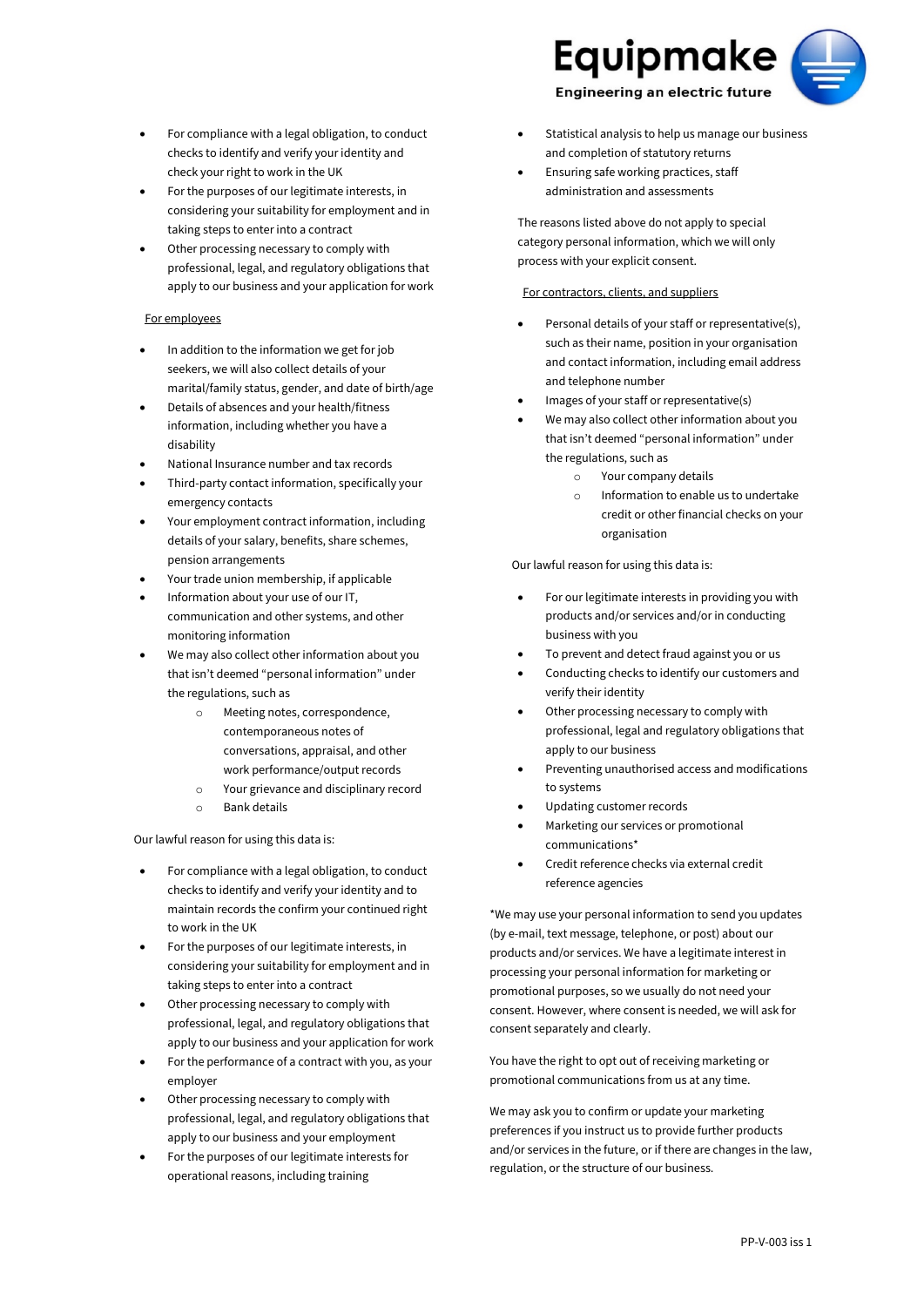- For compliance with a legal obligation, to conduct checks to identify and verify your identity and check your right to work in the UK
- For the purposes of our legitimate interests, in considering your suitability for employment and in taking steps to enter into a contract
- Other processing necessary to comply with professional, legal, and regulatory obligations that apply to our business and your application for work

For employees

- In addition to the information we get for job seekers, we will also collect details of your marital/family status, gender, and date of birth/age
- Details of absences and your health/fitness information, including whether you have a disability
- National Insurance number and tax records
- Third-party contact information, specifically your emergency contacts
- Your employment contract information, including details of your salary, benefits, share schemes, pension arrangements
- Your trade union membership, if applicable
- Information about your use of our IT, communication and other systems, and other monitoring information
- We may also collect other information about you that isn't deemed "personal information" under the regulations, such as
    - Meeting notes, correspondence, contemporaneous notes of conversations, appraisal, and other work performance/output records
    - Your grievance and disciplinary record
    - Bank details

Our lawful reason for using this data is:

- For compliance with a legal obligation, to conduct checks to identify and verify your identity and to maintain records the confirm your continued right to work in the UK
- For the purposes of our legitimate interests, in considering your suitability for employment and in taking steps to enter into a contract
- Other processing necessary to comply with professional, legal, and regulatory obligations that apply to our business and your application for work
- For the performance of a contract with you, as your employer
- Other processing necessary to comply with professional, legal, and regulatory obligations that apply to our business and your employment
- For the purposes of our legitimate interests for operational reasons, including training
- Statistical analysis to help us manage our business and completion of statutory returns
- Ensuring safe working practices, staff administration and assessments

The reasons listed above do not apply to special category personal information, which we will only process with your explicit consent.

For contractors, clients, and suppliers

- Personal details of your staff or representative(s), such as their name, position in your organisation and contact information, including email address and telephone number
- Images of your staff or representative(s)
- We may also collect other information about you that isn't deemed "personal information" under the regulations, such as
    - Your company details
    - Information to enable us to undertake credit or other financial checks on your organisation

Our lawful reason for using this data is:

- For our legitimate interests in providing you with products and/or services and/or in conducting business with you
- To prevent and detect fraud against you or us
- Conducting checks to identify our customers and verify their identity
- Other processing necessary to comply with professional, legal and regulatory obligations that apply to our business
- Preventing unauthorised access and modifications to systems
- Updating customer records
- Marketing our services or promotional communications*
- Credit reference checks via external credit reference agencies

*We may use your personal information to send you updates (by e-mail, text message, telephone, or post) about our products and/or services. We have a legitimate interest in processing your personal information for marketing or promotional purposes, so we usually do not need your consent. However, where consent is needed, we will ask for consent separately and clearly.

You have the right to opt out of receiving marketing or promotional communications from us at any time.

We may ask you to confirm or update your marketing preferences if you instruct us to provide further products and/or services in the future, or if there are changes in the law, regulation, or the structure of our business.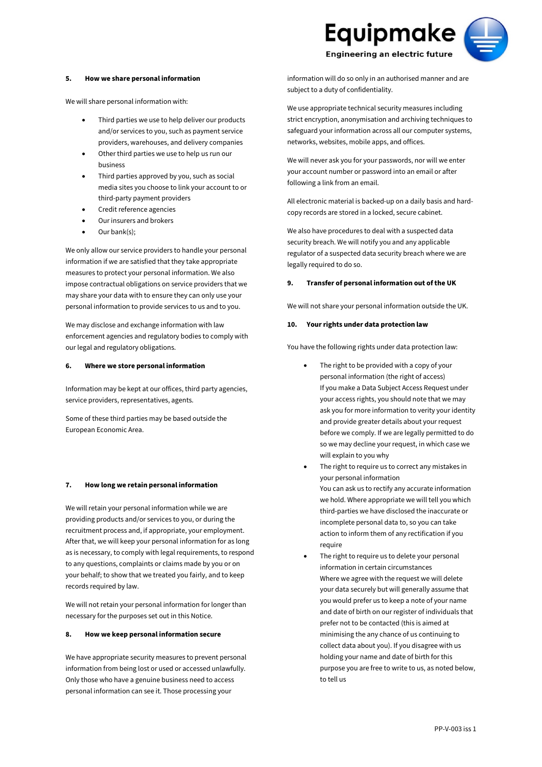## 5. How we share personal information

We will share personal information with:

- Third parties we use to help deliver our products and/or services to you, such as payment service providers, warehouses, and delivery companies
- Other third parties we use to help us run our business
- Third parties approved by you, such as social media sites you choose to link your account to or third-party payment providers
- Credit reference agencies
- Our insurers and brokers
- Our bank(s);

We only allow our service providers to handle your personal information if we are satisfied that they take appropriate measures to protect your personal information. We also impose contractual obligations on service providers that we may share your data with to ensure they can only use your personal information to provide services to us and to you.

We may disclose and exchange information with law enforcement agencies and regulatory bodies to comply with our legal and regulatory obligations.

## 6. Where we store personal information

Information may be kept at our offices, third party agencies, service providers, representatives, agents.

Some of these third parties may be based outside the European Economic Area.

## 7. How long we retain personal information

We will retain your personal information while we are providing products and/or services to you, or during the recruitment process and, if appropriate, your employment. After that, we will keep your personal information for as long as is necessary, to comply with legal requirements, to respond to any questions, complaints or claims made by you or on your behalf; to show that we treated you fairly, and to keep records required by law.

We will not retain your personal information for longer than necessary for the purposes set out in this Notice.

## 8. How we keep personal information secure

We have appropriate security measures to prevent personal information from being lost or used or accessed unlawfully. Only those who have a genuine business need to access personal information can see it. Those processing your information will do so only in an authorised manner and are subject to a duty of confidentiality.

We use appropriate technical security measures including strict encryption, anonymisation and archiving techniques to safeguard your information across all our computer systems, networks, websites, mobile apps, and offices.

We will never ask you for your passwords, nor will we enter your account number or password into an email or after following a link from an email.

All electronic material is backed-up on a daily basis and hard-copy records are stored in a locked, secure cabinet.

We also have procedures to deal with a suspected data security breach. We will notify you and any applicable regulator of a suspected data security breach where we are legally required to do so.

## 9. Transfer of personal information out of the UK

We will not share your personal information outside the UK.

## 10. Your rights under data protection law

You have the following rights under data protection law:

- The right to be provided with a copy of your personal information (the right of access)
  If you make a Data Subject Access Request under your access rights, you should note that we may ask you for more information to verity your identity and provide greater details about your request before we comply. If we are legally permitted to do so we may decline your request, in which case we will explain to you why
- The right to require us to correct any mistakes in your personal information
  You can ask us to rectify any accurate information we hold. Where appropriate we will tell you which third-parties we have disclosed the inaccurate or incomplete personal data to, so you can take action to inform them of any rectification if you require
- The right to require us to delete your personal information in certain circumstances
  Where we agree with the request we will delete your data securely but will generally assume that you would prefer us to keep a note of your name and date of birth on our register of individuals that prefer not to be contacted (this is aimed at minimising the any chance of us continuing to collect data about you). If you disagree with us holding your name and date of birth for this purpose you are free to write to us, as noted below, to tell us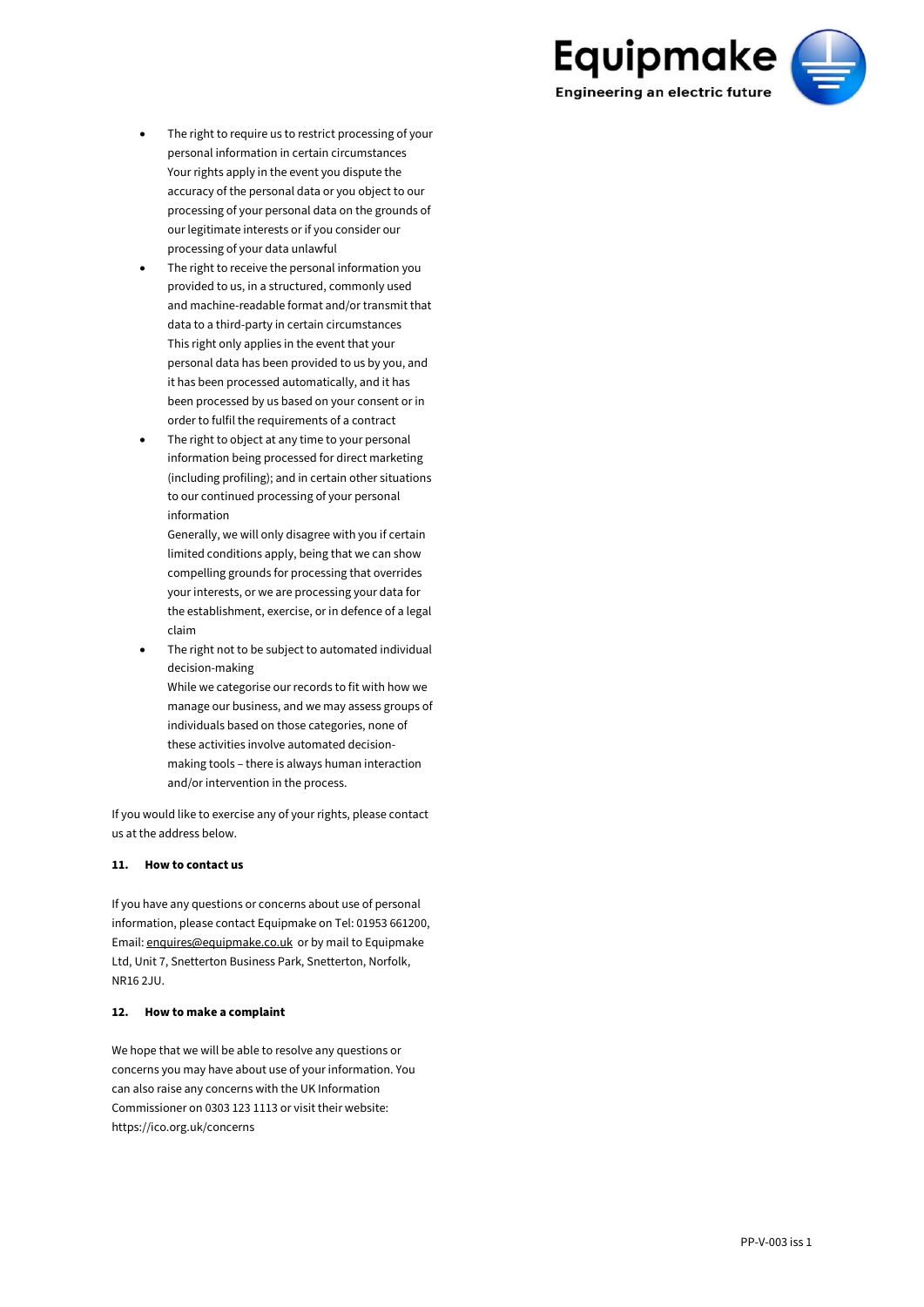- The right to require us to restrict processing of your personal information in certain circumstances
  Your rights apply in the event you dispute the accuracy of the personal data or you object to our processing of your personal data on the grounds of our legitimate interests or if you consider our processing of your data unlawful
- The right to receive the personal information you provided to us, in a structured, commonly used and machine-readable format and/or transmit that data to a third-party in certain circumstances
  This right only applies in the event that your personal data has been provided to us by you, and it has been processed automatically, and it has been processed by us based on your consent or in order to fulfil the requirements of a contract
- The right to object at any time to your personal information being processed for direct marketing (including profiling); and in certain other situations to our continued processing of your personal information
  Generally, we will only disagree with you if certain limited conditions apply, being that we can show compelling grounds for processing that overrides your interests, or we are processing your data for the establishment, exercise, or in defence of a legal claim
- The right not to be subject to automated individual decision-making
  While we categorise our records to fit with how we manage our business, and we may assess groups of individuals based on those categories, none of these activities involve automated decision-making tools – there is always human interaction and/or intervention in the process.

If you would like to exercise any of your rights, please contact us at the address below.

#### 11. How to contact us

If you have any questions or concerns about use of personal information, please contact Equipmake on Tel: 01953 661200, Email: enquires@equipmake.co.uk or by mail to Equipmake Ltd, Unit 7, Snetterton Business Park, Snetterton, Norfolk, NR16 2JU.

#### 12. How to make a complaint

We hope that we will be able to resolve any questions or concerns you may have about use of your information. You can also raise any concerns with the UK Information Commissioner on 0303 123 1113 or visit their website: https://ico.org.uk/concerns